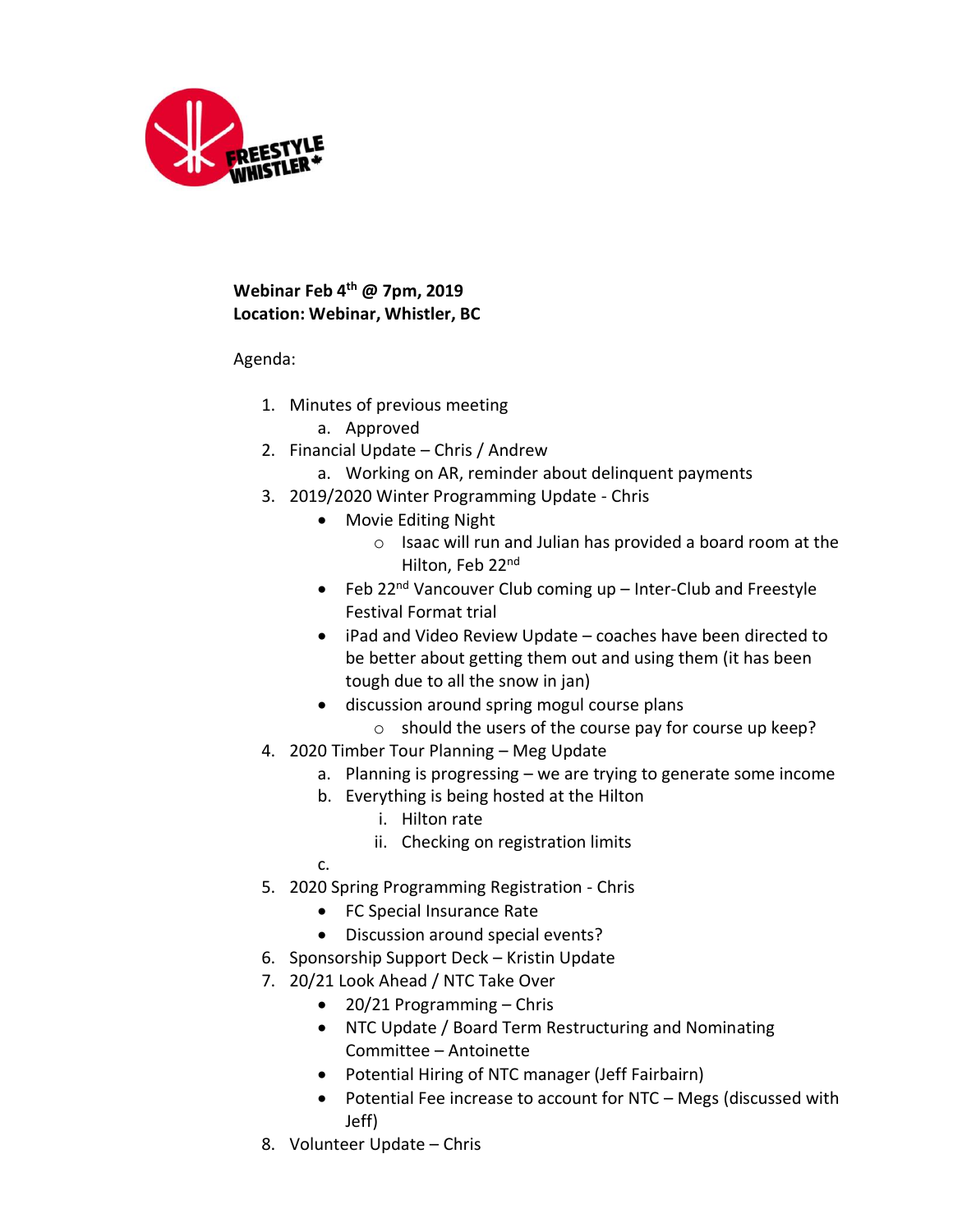**Webinar Feb 4th @ 7pm, 2019**
**Location: Webinar, Whistler, BC**

Agenda:

1. Minutes of previous meeting
   a. Approved
2. Financial Update – Chris / Andrew
   a. Working on AR, reminder about delinquent payments
3. 2019/2020 Winter Programming Update - Chris
   - Movie Editing Night
     - Isaac will run and Julian has provided a board room at the Hilton, Feb 22nd
   - Feb 22nd Vancouver Club coming up – Inter-Club and Freestyle Festival Format trial
   - iPad and Video Review Update – coaches have been directed to be better about getting them out and using them (it has been tough due to all the snow in jan)
   - discussion around spring mogul course plans
     - should the users of the course pay for course up keep?
4. 2020 Timber Tour Planning – Meg Update
   a. Planning is progressing – we are trying to generate some income
   b. Everything is being hosted at the Hilton
      i. Hilton rate
      ii. Checking on registration limits
   c.
5. 2020 Spring Programming Registration - Chris
   - FC Special Insurance Rate
   - Discussion around special events?
6. Sponsorship Support Deck – Kristin Update
7. 20/21 Look Ahead / NTC Take Over
   - 20/21 Programming – Chris
   - NTC Update / Board Term Restructuring and Nominating Committee – Antoinette
   - Potential Hiring of NTC manager (Jeff Fairbairn)
   - Potential Fee increase to account for NTC – Megs (discussed with Jeff)
8. Volunteer Update – Chris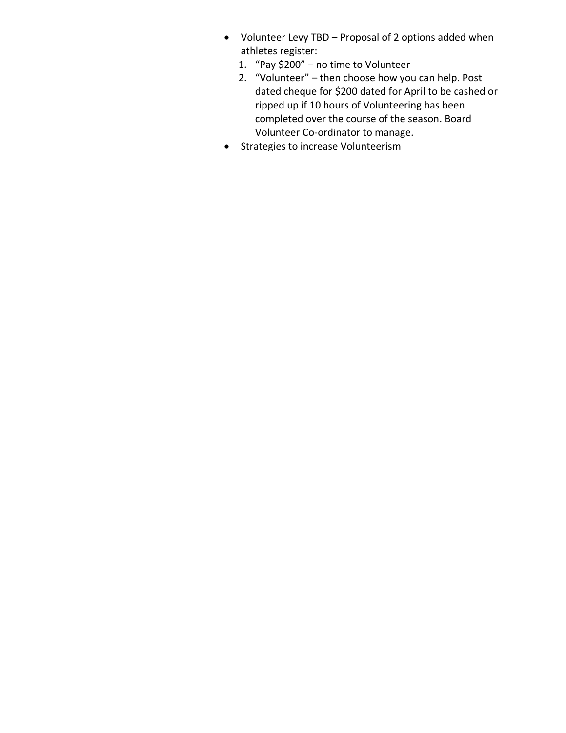- Volunteer Levy TBD – Proposal of 2 options added when athletes register:
  1. "Pay $200" – no time to Volunteer
  2. "Volunteer" – then choose how you can help. Post dated cheque for $200 dated for April to be cashed or ripped up if 10 hours of Volunteering has been completed over the course of the season. Board Volunteer Co-ordinator to manage.
- Strategies to increase Volunteerism